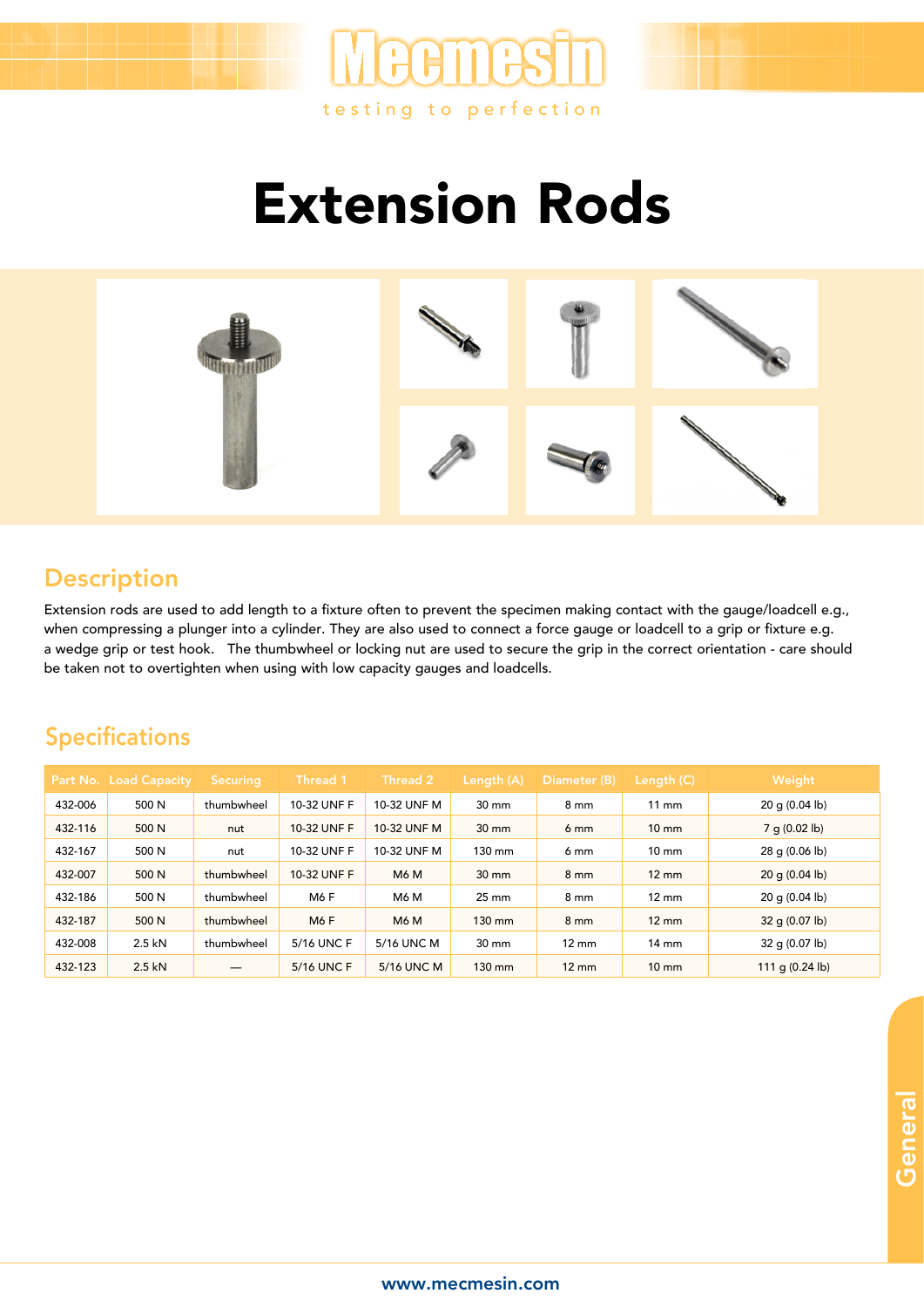# Extension Rods

## Description

Extension rods are used to add length to a fixture often to prevent the specimen making contact with the gauge/loadcell e.g., when compressing a plunger into a cylinder. They are also used to connect a force gauge or loadcell to a grip or fixture e.g. a wedge grip or test hook. The thumbwheel or locking nut are used to secure the grip in the correct orientation - care should be taken not to overtighten when using with low capacity gauges and loadcells.

## Specifications

| Part No. | Load Capacity | Securing | Thread 1 | Thread 2 | Length (A) | Diameter (B) | Length (C) | Weight |
|---|---|---|---|---|---|---|---|---|
| 432-006 | 500 N | thumbwheel | 10-32 UNF F | 10-32 UNF M | 30 mm | 8 mm | 11 mm | 20 g (0.04 lb) |
| 432-116 | 500 N | nut | 10-32 UNF F | 10-32 UNF M | 30 mm | 6 mm | 10 mm | 7 g (0.02 lb) |
| 432-167 | 500 N | nut | 10-32 UNF F | 10-32 UNF M | 130 mm | 6 mm | 10 mm | 28 g (0.06 lb) |
| 432-007 | 500 N | thumbwheel | 10-32 UNF F | M6 M | 30 mm | 8 mm | 12 mm | 20 g (0.04 lb) |
| 432-186 | 500 N | thumbwheel | M6 F | M6 M | 25 mm | 8 mm | 12 mm | 20 g (0.04 lb) |
| 432-187 | 500 N | thumbwheel | M6 F | M6 M | 130 mm | 8 mm | 12 mm | 32 g (0.07 lb) |
| 432-008 | 2.5 kN | thumbwheel | 5/16 UNC F | 5/16 UNC M | 30 mm | 12 mm | 14 mm | 32 g (0.07 lb) |
| 432-123 | 2.5 kN | — | 5/16 UNC F | 5/16 UNC M | 130 mm | 12 mm | 10 mm | 111 g (0.24 lb) |

www.mecmesin.com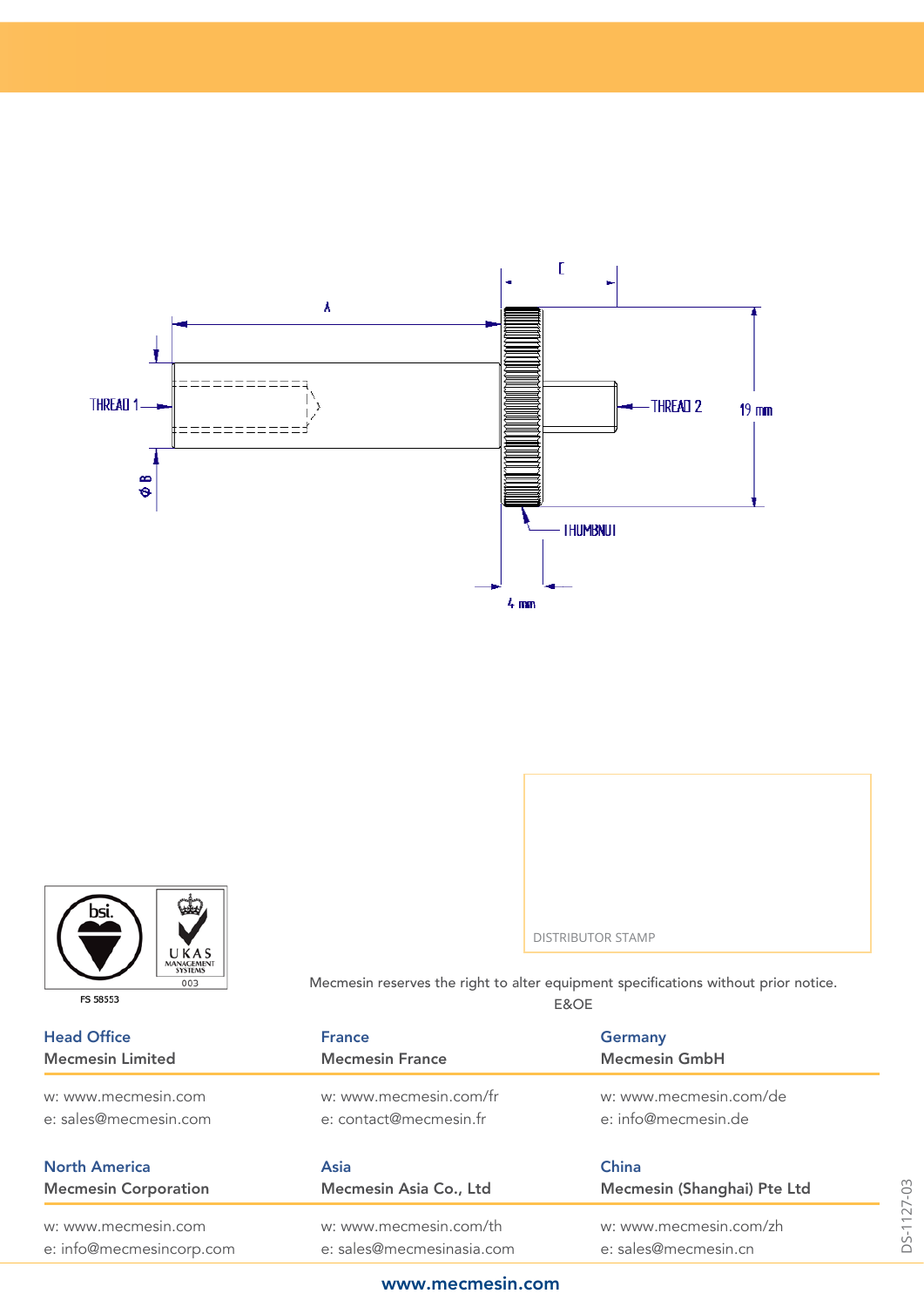A

C

THREAD 1

THREAD 2

19 mm

Φ B

THUMBNUT

4 mm

FS 58553

UKAS MANAGEMENT SYSTEMS 003

DISTRIBUTOR STAMP

Mecmesin reserves the right to alter equipment specifications without prior notice.
E&OE

**Head Office**
**Mecmesin Limited**

w: www.mecmesin.com
e: sales@mecmesin.com

**France**
**Mecmesin France**

w: www.mecmesin.com/fr
e: contact@mecmesin.fr

**Germany**
**Mecmesin GmbH**

w: www.mecmesin.com/de
e: info@mecmesin.de

**North America**
**Mecmesin Corporation**

w: www.mecmesin.com
e: info@mecmesincorp.com

**Asia**
**Mecmesin Asia Co., Ltd**

w: www.mecmesin.com/th
e: sales@mecmesinasia.com

**China**
**Mecmesin (Shanghai) Pte Ltd**

w: www.mecmesin.com/zh
e: sales@mecmesin.cn

DS-1127-03

**www.mecmesin.com**